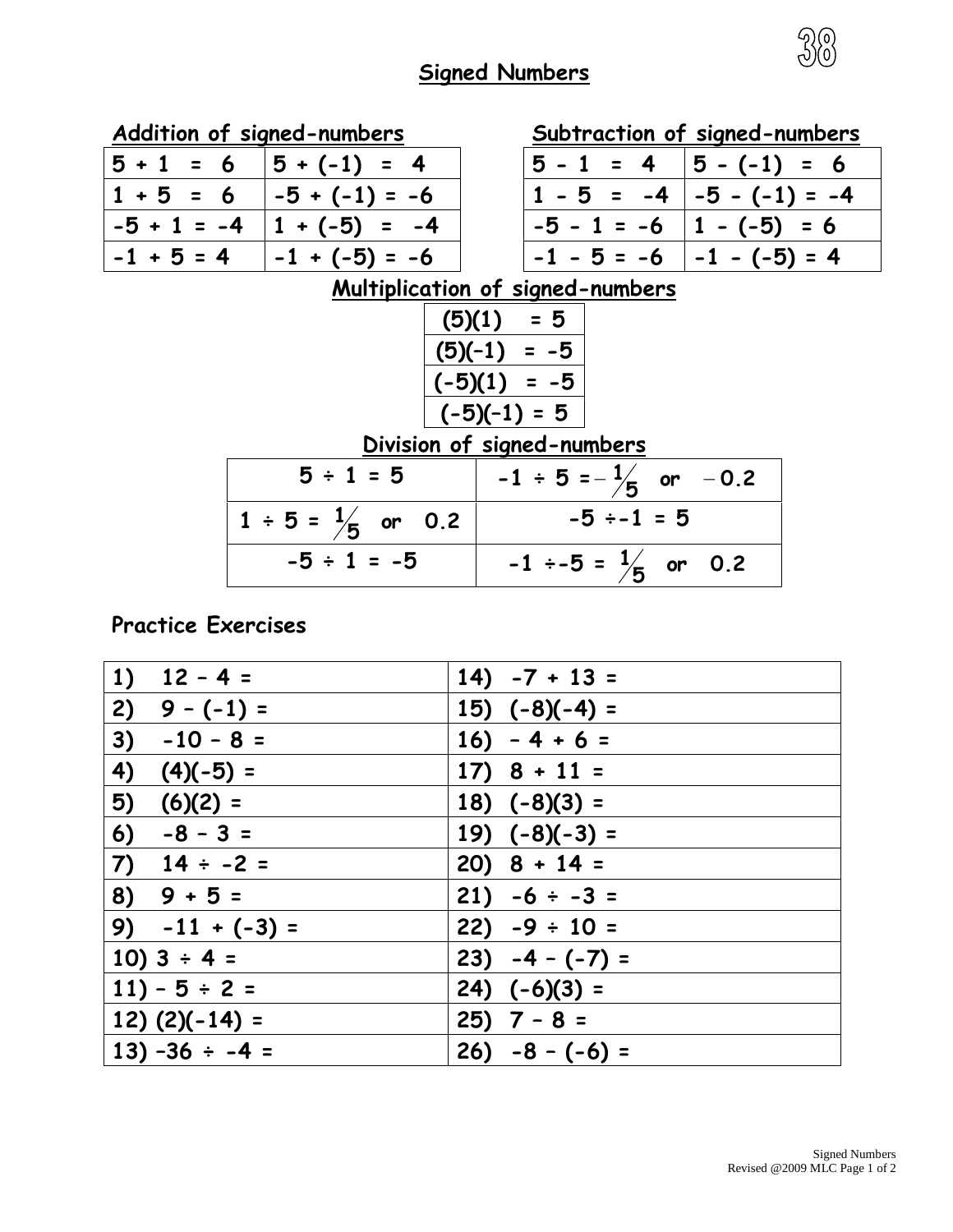# Signed Numbers

## Addition of signed-numbers

| | |
|---|---|
| 5 + 1 = 6 | 5 + (-1) = 4 |
| 1 + 5 = 6 | -5 + (-1) = -6 |
| -5 + 1 = -4 | 1 + (-5) = -4 |
| -1 + 5 = 4 | -1 + (-5) = -6 |

## Subtraction of signed-numbers

| | |
|---|---|
| 5 - 1 = 4 | 5 - (-1) = 6 |
| 1 - 5 = -4 | -5 - (-1) = -4 |
| -5 - 1 = -6 | 1 - (-5) = 6 |
| -1 - 5 = -6 | -1 - (-5) = 4 |

## Multiplication of signed-numbers

| |
|---|
| (5)(1) = 5 |
| (5)(–1) = -5 |
| (-5)(1) = -5 |
| (-5)(–1) = 5 |

## Division of signed-numbers

| | |
|---|---|
| 5 ÷ 1 = 5 | -1 ÷ 5 = $-\frac{1}{5}$ or $-0.2$ |
| 1 ÷ 5 = $\frac{1}{5}$ or 0.2 | -5 ÷-1 = 5 |
| -5 ÷ 1 = -5 | -1 ÷-5 = $\frac{1}{5}$ or 0.2 |

## Practice Exercises

| | |
|---|---|
| 1) 12 – 4 = | 14) -7 + 13 = |
| 2) 9 – (-1) = | 15) (-8)(-4) = |
| 3) -10 – 8 = | 16) – 4 + 6 = |
| 4) (4)(-5) = | 17) 8 + 11 = |
| 5) (6)(2) = | 18) (-8)(3) = |
| 6) -8 – 3 = | 19) (-8)(-3) = |
| 7) 14 ÷ -2 = | 20) 8 + 14 = |
| 8) 9 + 5 = | 21) -6 ÷ -3 = |
| 9) -11 + (-3) = | 22) -9 ÷ 10 = |
| 10) 3 ÷ 4 = | 23) -4 – (-7) = |
| 11) – 5 ÷ 2 = | 24) (-6)(3) = |
| 12) (2)(-14) = | 25) 7 – 8 = |
| 13) –36 ÷ -4 = | 26) -8 – (-6) = |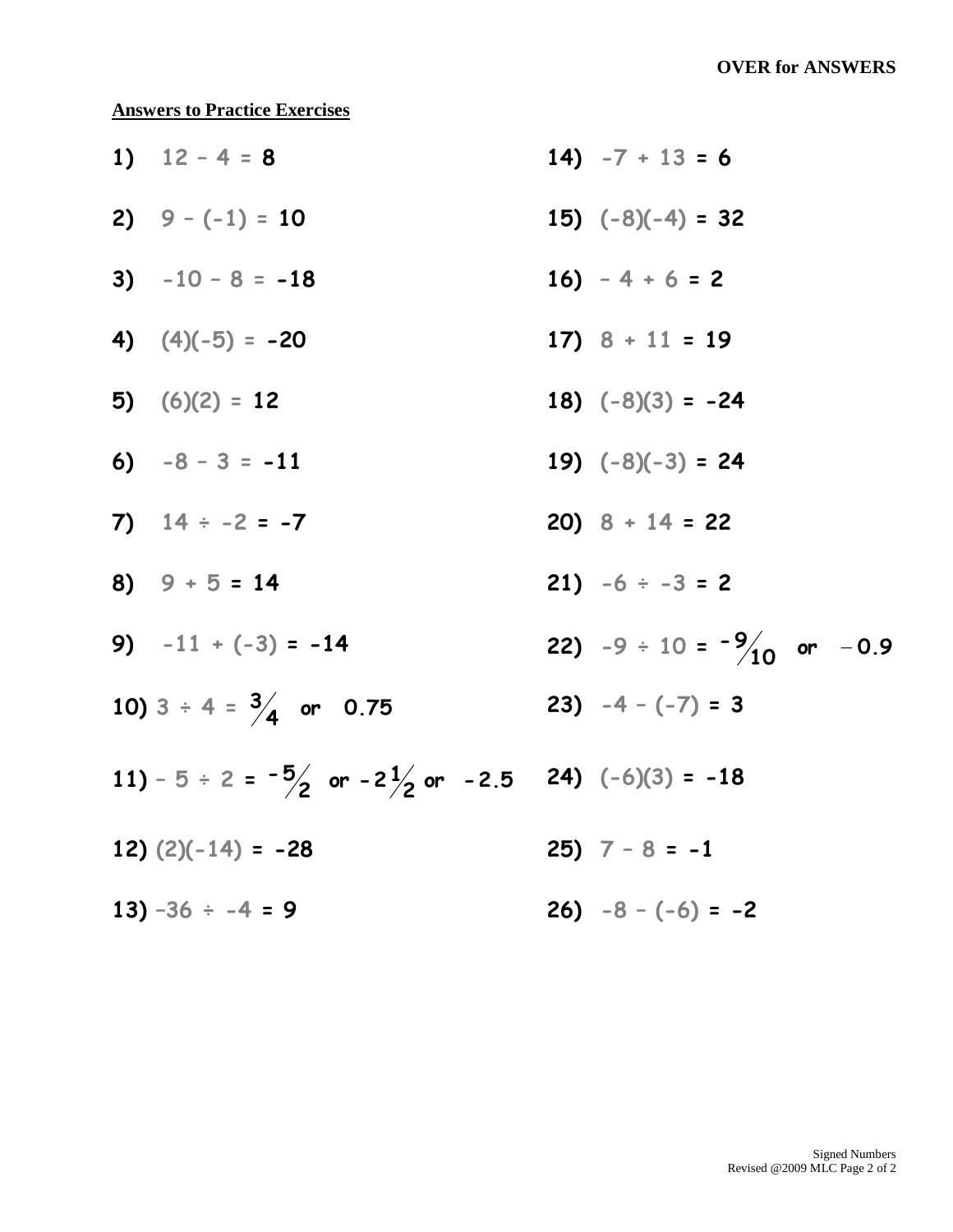**OVER for ANSWERS**

**Answers to Practice Exercises**

1) $12 - 4 = \mathbf{8}$

2) $9 - (-1) = \mathbf{10}$

3) $-10 - 8 = \mathbf{-18}$

4) $(4)(-5) = \mathbf{-20}$

5) $(6)(2) = \mathbf{12}$

6) $-8 - 3 = \mathbf{-11}$

7) $14 \div -2 = \mathbf{-7}$

8) $9 + 5 = \mathbf{14}$

9) $-11 + (-3) = \mathbf{-14}$

10) $3 \div 4 = \frac{3}{4}$ or $0.75$

11) $-5 \div 2 = -\frac{5}{2}$ or $-2\frac{1}{2}$ or $-2.5$

12) $(2)(-14) = \mathbf{-28}$

13) $-36 \div -4 = \mathbf{9}$

14) $-7 + 13 = \mathbf{6}$

15) $(-8)(-4) = \mathbf{32}$

16) $-4 + 6 = \mathbf{2}$

17) $8 + 11 = \mathbf{19}$

18) $(-8)(3) = \mathbf{-24}$

19) $(-8)(-3) = \mathbf{24}$

20) $8 + 14 = \mathbf{22}$

21) $-6 \div -3 = \mathbf{2}$

22) $-9 \div 10 = -\frac{9}{10}$ or $-0.9$

23) $-4 - (-7) = \mathbf{3}$

24) $(-6)(3) = \mathbf{-18}$

25) $7 - 8 = \mathbf{-1}$

26) $-8 - (-6) = \mathbf{-2}$